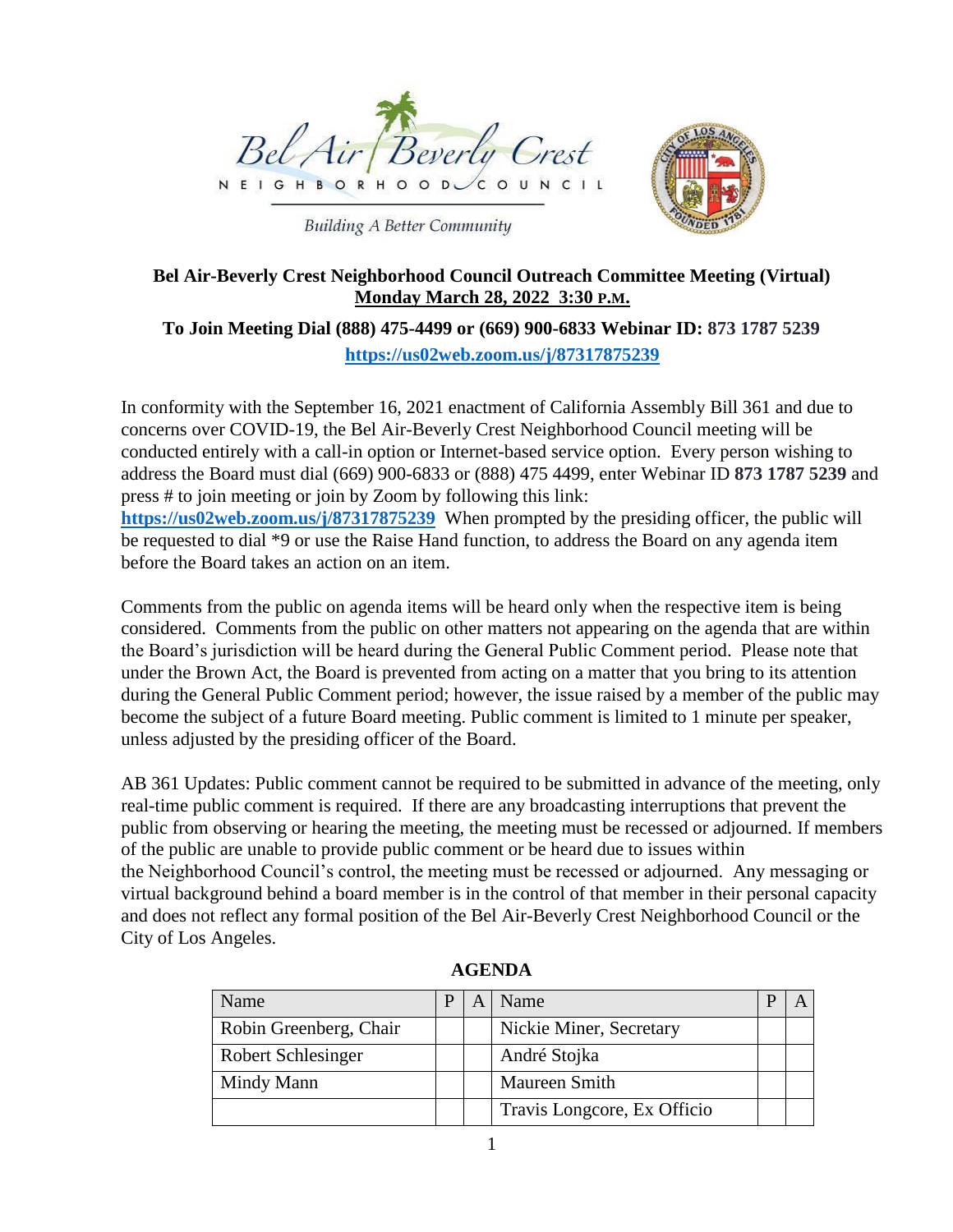Bel Air Beverly Crest

NEIGHBORHOOD COUNCIL

Building A Better Community

**Bel Air-Beverly Crest Neighborhood Council Outreach Committee Meeting (Virtual)**
**Monday March 28, 2022 3:30 P.M.**

**To Join Meeting Dial (888) 475-4499 or (669) 900-6833 Webinar ID: 873 1787 5239**
**https://us02web.zoom.us/j/87317875239**

In conformity with the September 16, 2021 enactment of California Assembly Bill 361 and due to concerns over COVID-19, the Bel Air-Beverly Crest Neighborhood Council meeting will be conducted entirely with a call-in option or Internet-based service option. Every person wishing to address the Board must dial (669) 900-6833 or (888) 475 4499, enter Webinar ID **873 1787 5239** and press # to join meeting or join by Zoom by following this link: **https://us02web.zoom.us/j/87317875239** When prompted by the presiding officer, the public will be requested to dial *9 or use the Raise Hand function, to address the Board on any agenda item before the Board takes an action on an item.

Comments from the public on agenda items will be heard only when the respective item is being considered. Comments from the public on other matters not appearing on the agenda that are within the Board's jurisdiction will be heard during the General Public Comment period. Please note that under the Brown Act, the Board is prevented from acting on a matter that you bring to its attention during the General Public Comment period; however, the issue raised by a member of the public may become the subject of a future Board meeting. Public comment is limited to 1 minute per speaker, unless adjusted by the presiding officer of the Board.

AB 361 Updates: Public comment cannot be required to be submitted in advance of the meeting, only real-time public comment is required. If there are any broadcasting interruptions that prevent the public from observing or hearing the meeting, the meeting must be recessed or adjourned. If members of the public are unable to provide public comment or be heard due to issues within the Neighborhood Council's control, the meeting must be recessed or adjourned. Any messaging or virtual background behind a board member is in the control of that member in their personal capacity and does not reflect any formal position of the Bel Air-Beverly Crest Neighborhood Council or the City of Los Angeles.

**AGENDA**

| Name | P | A | Name | P | A |
|---|---|---|---|---|---|
| Robin Greenberg, Chair | | | Nickie Miner, Secretary | | |
| Robert Schlesinger | | | André Stojka | | |
| Mindy Mann | | | Maureen Smith | | |
| | | | Travis Longcore, Ex Officio | | |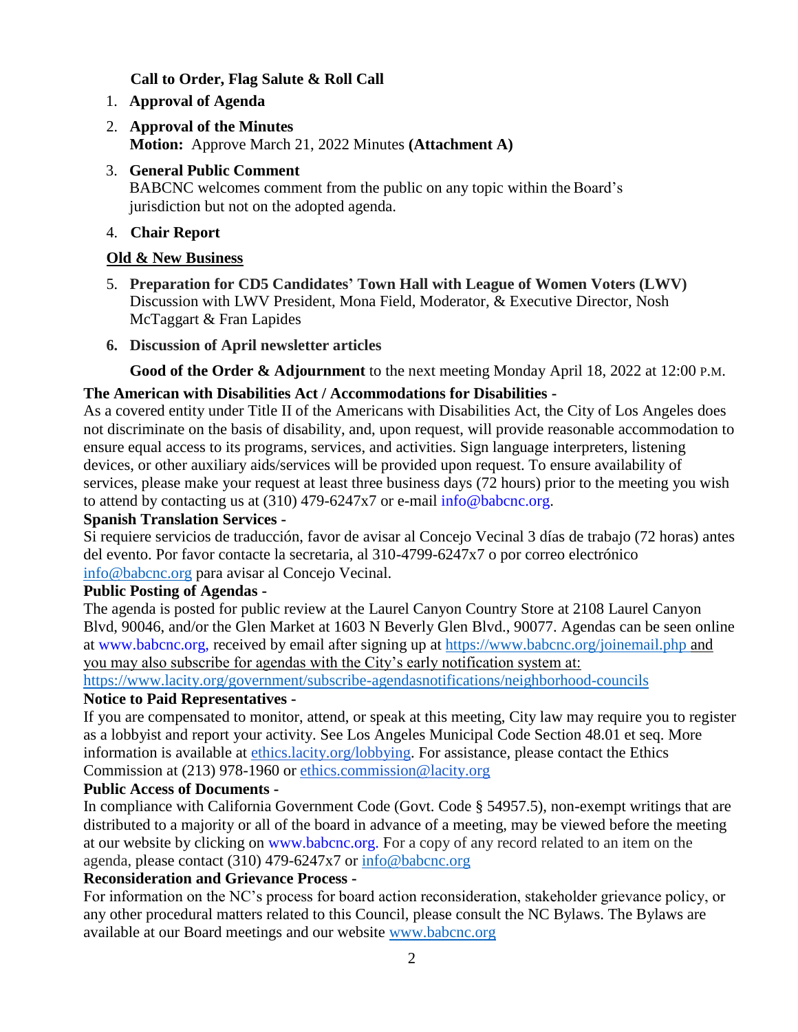**Call to Order, Flag Salute & Roll Call**

1. **Approval of Agenda**
2. **Approval of the Minutes**
   **Motion:** Approve March 21, 2022 Minutes **(Attachment A)**
3. **General Public Comment**
   BABCNC welcomes comment from the public on any topic within the Board's jurisdiction but not on the adopted agenda.
4. **Chair Report**

**<u>Old & New Business</u>**

5. **Preparation for CD5 Candidates' Town Hall with League of Women Voters (LWV)**
   Discussion with LWV President, Mona Field, Moderator, & Executive Director, Nosh McTaggart & Fran Lapides
6. **Discussion of April newsletter articles**

**Good of the Order & Adjournment** to the next meeting Monday April 18, 2022 at 12:00 P.M.

**The American with Disabilities Act / Accommodations for Disabilities -**
As a covered entity under Title II of the Americans with Disabilities Act, the City of Los Angeles does not discriminate on the basis of disability, and, upon request, will provide reasonable accommodation to ensure equal access to its programs, services, and activities. Sign language interpreters, listening devices, or other auxiliary aids/services will be provided upon request. To ensure availability of services, please make your request at least three business days (72 hours) prior to the meeting you wish to attend by contacting us at (310) 479-6247x7 or e-mail info@babcnc.org.

**Spanish Translation Services -**
Si requiere servicios de traducción, favor de avisar al Concejo Vecinal 3 días de trabajo (72 horas) antes del evento. Por favor contacte la secretaria, al 310-4799-6247x7 o por correo electrónico info@babcnc.org para avisar al Concejo Vecinal.

**Public Posting of Agendas -**
The agenda is posted for public review at the Laurel Canyon Country Store at 2108 Laurel Canyon Blvd, 90046, and/or the Glen Market at 1603 N Beverly Glen Blvd., 90077. Agendas can be seen online at www.babcnc.org, received by email after signing up at https://www.babcnc.org/joinemail.php and you may also subscribe for agendas with the City's early notification system at: https://www.lacity.org/government/subscribe-agendasnotifications/neighborhood-councils

**Notice to Paid Representatives -**
If you are compensated to monitor, attend, or speak at this meeting, City law may require you to register as a lobbyist and report your activity. See Los Angeles Municipal Code Section 48.01 et seq. More information is available at ethics.lacity.org/lobbying. For assistance, please contact the Ethics Commission at (213) 978-1960 or ethics.commission@lacity.org

**Public Access of Documents -**
In compliance with California Government Code (Govt. Code § 54957.5), non-exempt writings that are distributed to a majority or all of the board in advance of a meeting, may be viewed before the meeting at our website by clicking on www.babcnc.org. For a copy of any record related to an item on the agenda, please contact (310) 479-6247x7 or info@babcnc.org

**Reconsideration and Grievance Process -**
For information on the NC's process for board action reconsideration, stakeholder grievance policy, or any other procedural matters related to this Council, please consult the NC Bylaws. The Bylaws are available at our Board meetings and our website www.babcnc.org